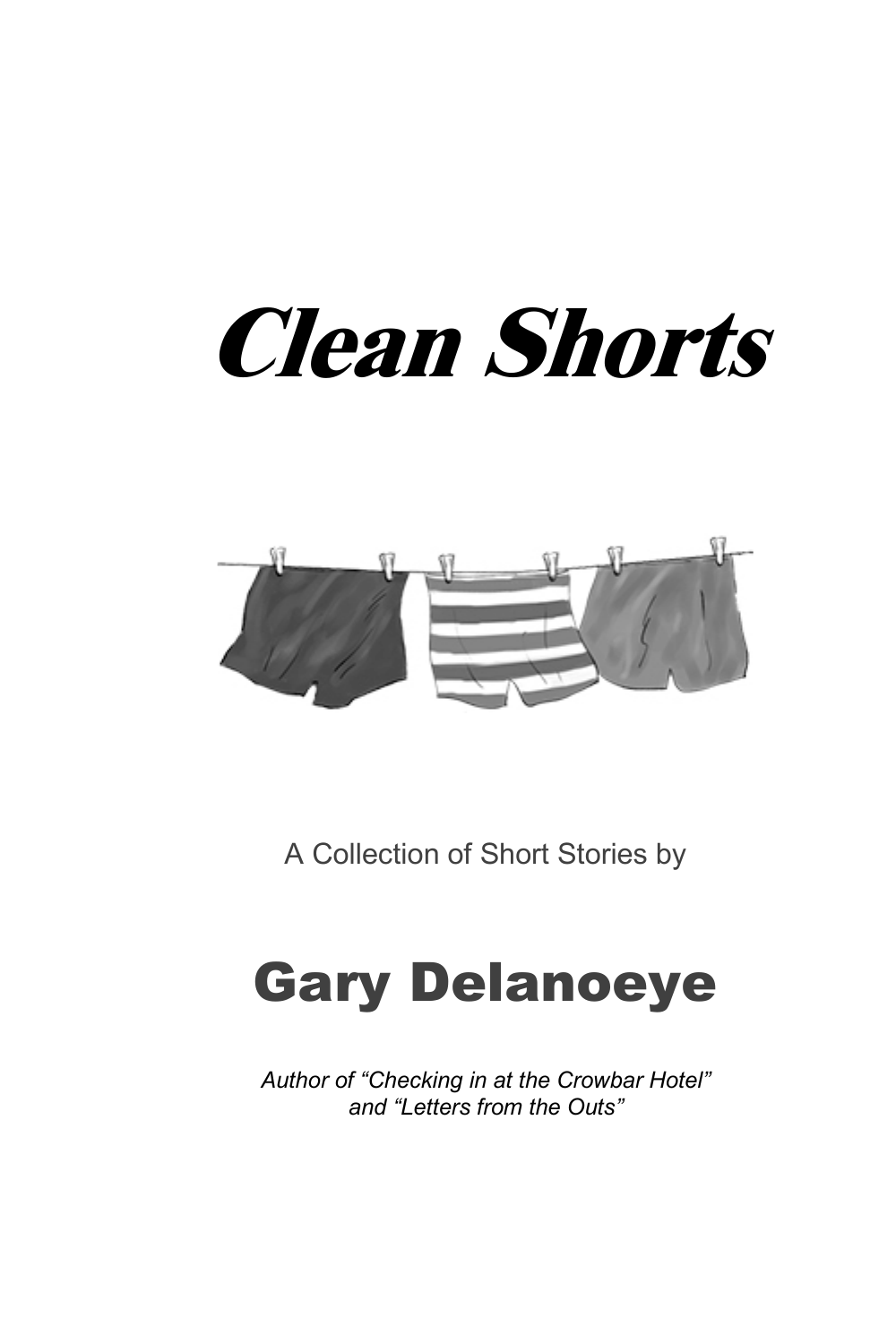# *Clean Shorts*

A Collection of Short Stories by

## Gary Delanoeye

*Author of "Checking in at the Crowbar Hotel" and "Letters from the Outs"*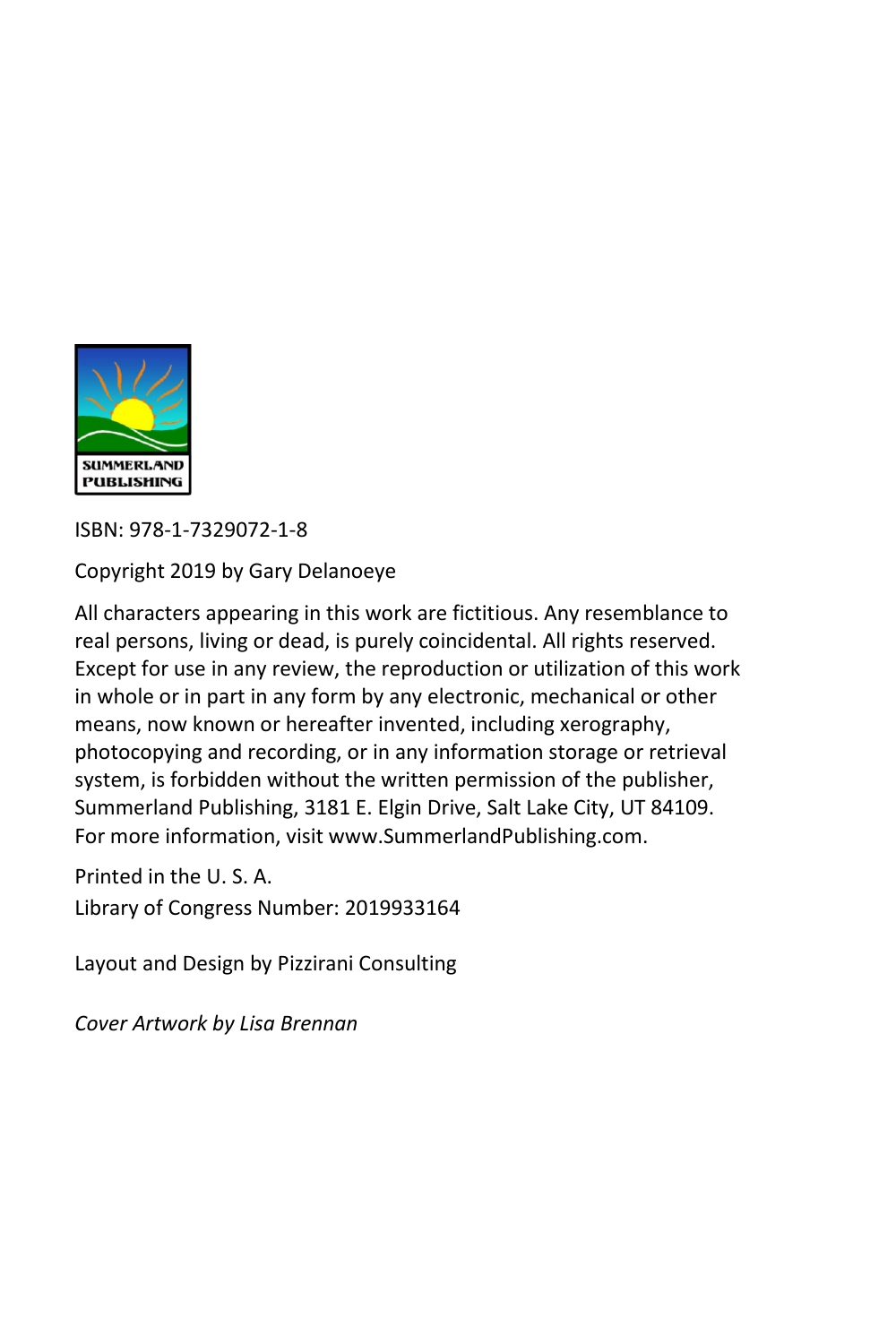SUMMERLAND PUBLISHING

ISBN: 978-1-7329072-1-8

Copyright 2019 by Gary Delanoeye

All characters appearing in this work are fictitious. Any resemblance to real persons, living or dead, is purely coincidental. All rights reserved. Except for use in any review, the reproduction or utilization of this work in whole or in part in any form by any electronic, mechanical or other means, now known or hereafter invented, including xerography, photocopying and recording, or in any information storage or retrieval system, is forbidden without the written permission of the publisher, Summerland Publishing, 3181 E. Elgin Drive, Salt Lake City, UT 84109. For more information, visit www.SummerlandPublishing.com.

Printed in the U. S. A.
Library of Congress Number: 2019933164

Layout and Design by Pizzirani Consulting

*Cover Artwork by Lisa Brennan*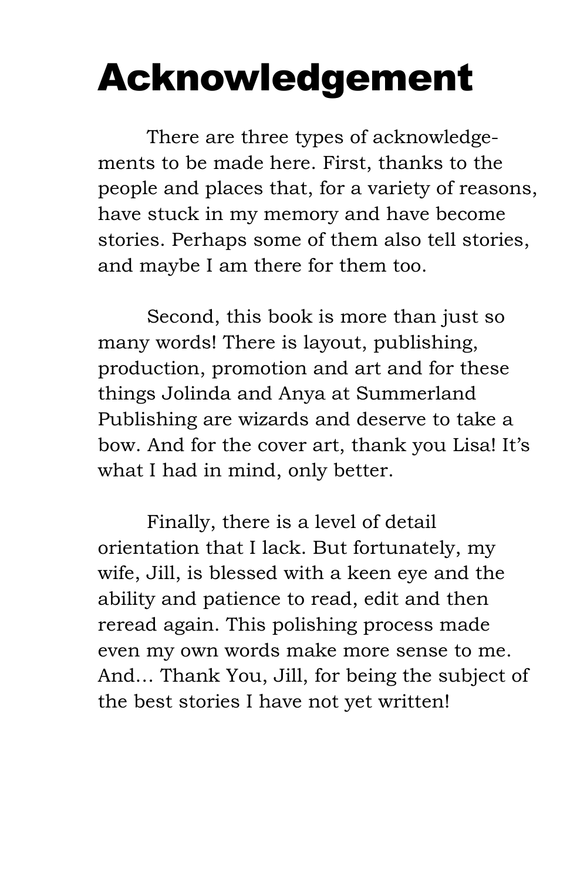# Acknowledgement

There are three types of acknowledgements to be made here. First, thanks to the people and places that, for a variety of reasons, have stuck in my memory and have become stories. Perhaps some of them also tell stories, and maybe I am there for them too.

Second, this book is more than just so many words! There is layout, publishing, production, promotion and art and for these things Jolinda and Anya at Summerland Publishing are wizards and deserve to take a bow. And for the cover art, thank you Lisa! It's what I had in mind, only better.

Finally, there is a level of detail orientation that I lack. But fortunately, my wife, Jill, is blessed with a keen eye and the ability and patience to read, edit and then reread again. This polishing process made even my own words make more sense to me. And… Thank You, Jill, for being the subject of the best stories I have not yet written!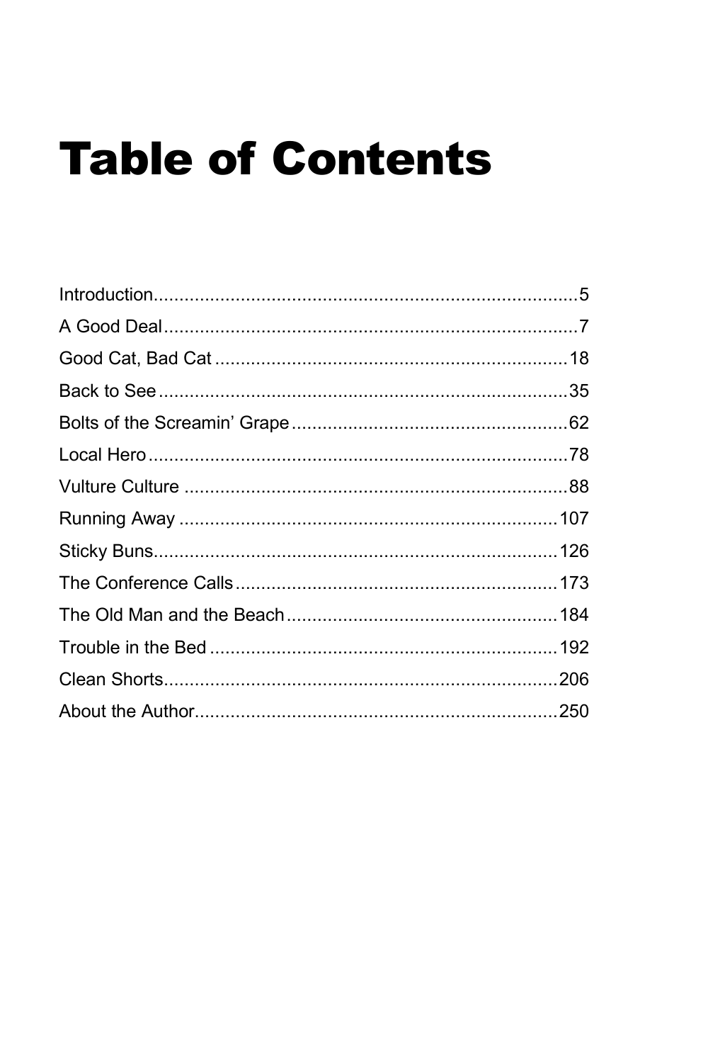# Table of Contents

Introduction....................................................................................5
A Good Deal....................................................................................7
Good Cat, Bad Cat ........................................................................18
Back to See ...................................................................................35
Bolts of the Screamin' Grape .........................................................62
Local Hero .....................................................................................78
Vulture Culture ..............................................................................88
Running Away .............................................................................107
Sticky Buns..................................................................................126
The Conference Calls ..................................................................173
The Old Man and the Beach ........................................................184
Trouble in the Bed .......................................................................192
Clean Shorts................................................................................206
About the Author..........................................................................250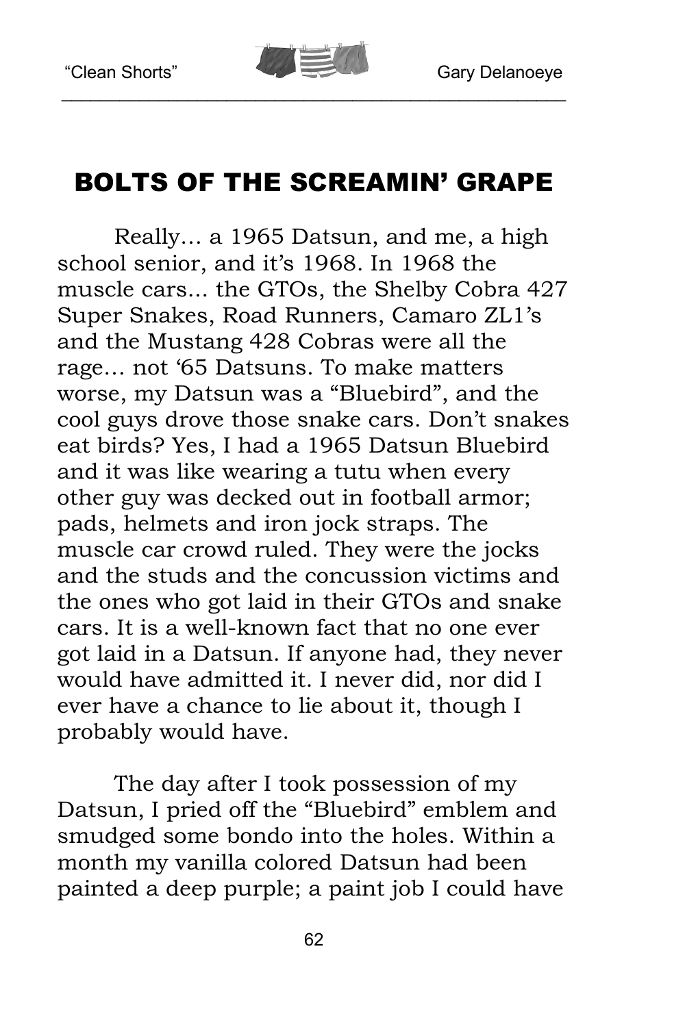## BOLTS OF THE SCREAMIN' GRAPE

Really... a 1965 Datsun, and me, a high school senior, and it's 1968. In 1968 the muscle cars... the GTOs, the Shelby Cobra 427 Super Snakes, Road Runners, Camaro ZL1's and the Mustang 428 Cobras were all the rage... not '65 Datsuns. To make matters worse, my Datsun was a "Bluebird", and the cool guys drove those snake cars. Don't snakes eat birds? Yes, I had a 1965 Datsun Bluebird and it was like wearing a tutu when every other guy was decked out in football armor; pads, helmets and iron jock straps. The muscle car crowd ruled. They were the jocks and the studs and the concussion victims and the ones who got laid in their GTOs and snake cars. It is a well-known fact that no one ever got laid in a Datsun. If anyone had, they never would have admitted it. I never did, nor did I ever have a chance to lie about it, though I probably would have.

The day after I took possession of my Datsun, I pried off the "Bluebird" emblem and smudged some bondo into the holes. Within a month my vanilla colored Datsun had been painted a deep purple; a paint job I could have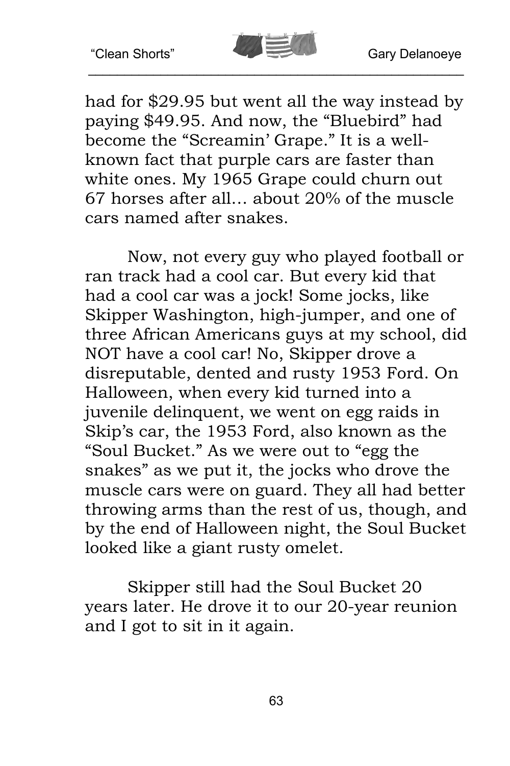had for $29.95 but went all the way instead by paying $49.95. And now, the "Bluebird" had become the "Screamin' Grape." It is a well-known fact that purple cars are faster than white ones. My 1965 Grape could churn out 67 horses after all… about 20% of the muscle cars named after snakes.

Now, not every guy who played football or ran track had a cool car. But every kid that had a cool car was a jock! Some jocks, like Skipper Washington, high-jumper, and one of three African Americans guys at my school, did NOT have a cool car! No, Skipper drove a disreputable, dented and rusty 1953 Ford. On Halloween, when every kid turned into a juvenile delinquent, we went on egg raids in Skip's car, the 1953 Ford, also known as the "Soul Bucket." As we were out to "egg the snakes" as we put it, the jocks who drove the muscle cars were on guard. They all had better throwing arms than the rest of us, though, and by the end of Halloween night, the Soul Bucket looked like a giant rusty omelet.

Skipper still had the Soul Bucket 20 years later. He drove it to our 20-year reunion and I got to sit in it again.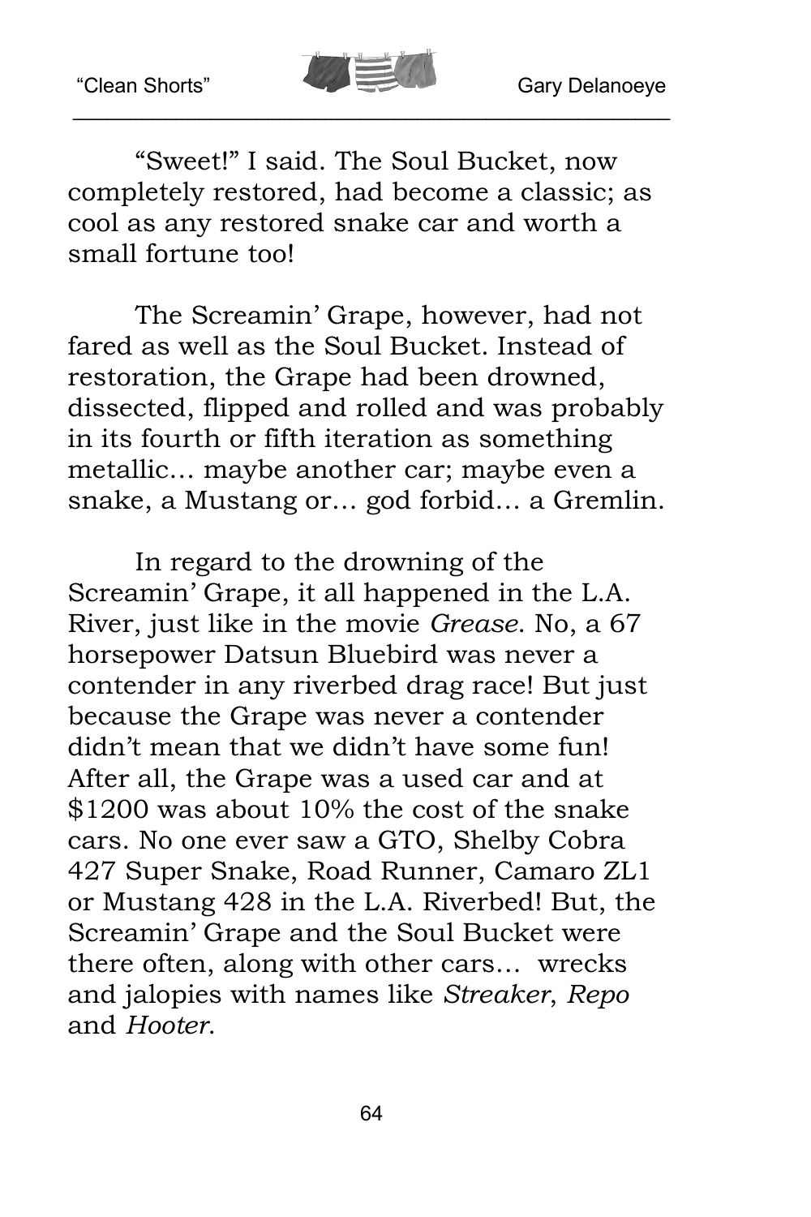"Sweet!" I said. The Soul Bucket, now completely restored, had become a classic; as cool as any restored snake car and worth a small fortune too!

The Screamin' Grape, however, had not fared as well as the Soul Bucket. Instead of restoration, the Grape had been drowned, dissected, flipped and rolled and was probably in its fourth or fifth iteration as something metallic… maybe another car; maybe even a snake, a Mustang or… god forbid… a Gremlin.

In regard to the drowning of the Screamin' Grape, it all happened in the L.A. River, just like in the movie *Grease*. No, a 67 horsepower Datsun Bluebird was never a contender in any riverbed drag race! But just because the Grape was never a contender didn't mean that we didn't have some fun! After all, the Grape was a used car and at $1200 was about 10% the cost of the snake cars. No one ever saw a GTO, Shelby Cobra 427 Super Snake, Road Runner, Camaro ZL1 or Mustang 428 in the L.A. Riverbed! But, the Screamin' Grape and the Soul Bucket were there often, along with other cars… wrecks and jalopies with names like *Streaker*, *Repo* and *Hooter*.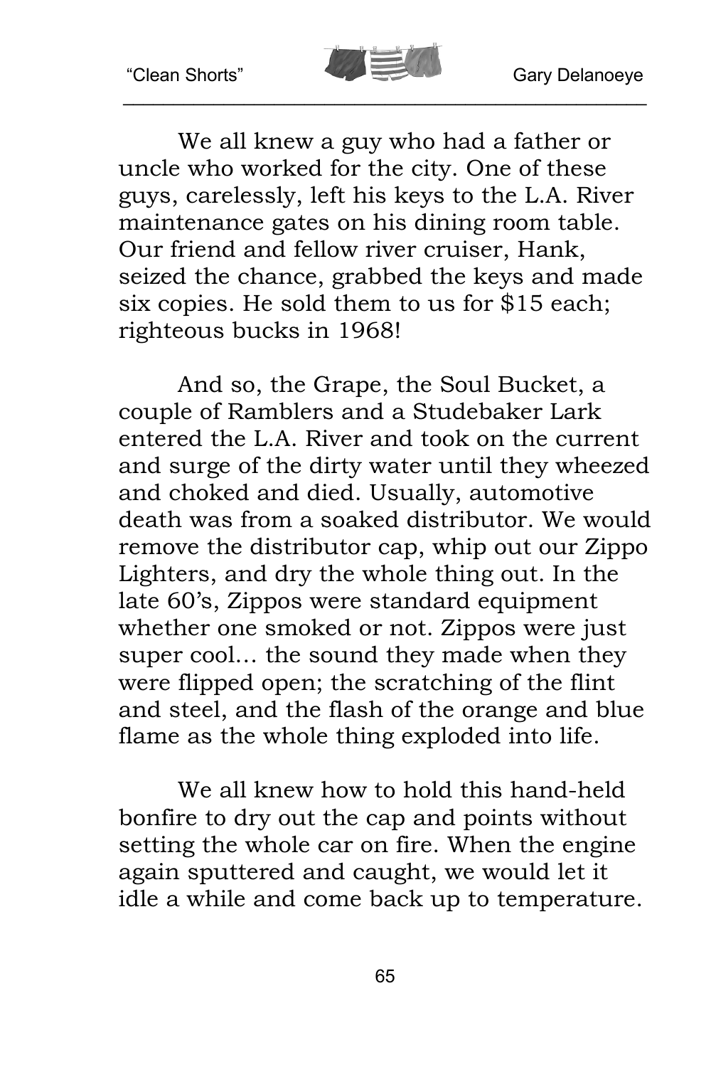We all knew a guy who had a father or uncle who worked for the city. One of these guys, carelessly, left his keys to the L.A. River maintenance gates on his dining room table. Our friend and fellow river cruiser, Hank, seized the chance, grabbed the keys and made six copies. He sold them to us for $15 each; righteous bucks in 1968!

And so, the Grape, the Soul Bucket, a couple of Ramblers and a Studebaker Lark entered the L.A. River and took on the current and surge of the dirty water until they wheezed and choked and died. Usually, automotive death was from a soaked distributor. We would remove the distributor cap, whip out our Zippo Lighters, and dry the whole thing out. In the late 60's, Zippos were standard equipment whether one smoked or not. Zippos were just super cool… the sound they made when they were flipped open; the scratching of the flint and steel, and the flash of the orange and blue flame as the whole thing exploded into life.

We all knew how to hold this hand-held bonfire to dry out the cap and points without setting the whole car on fire. When the engine again sputtered and caught, we would let it idle a while and come back up to temperature.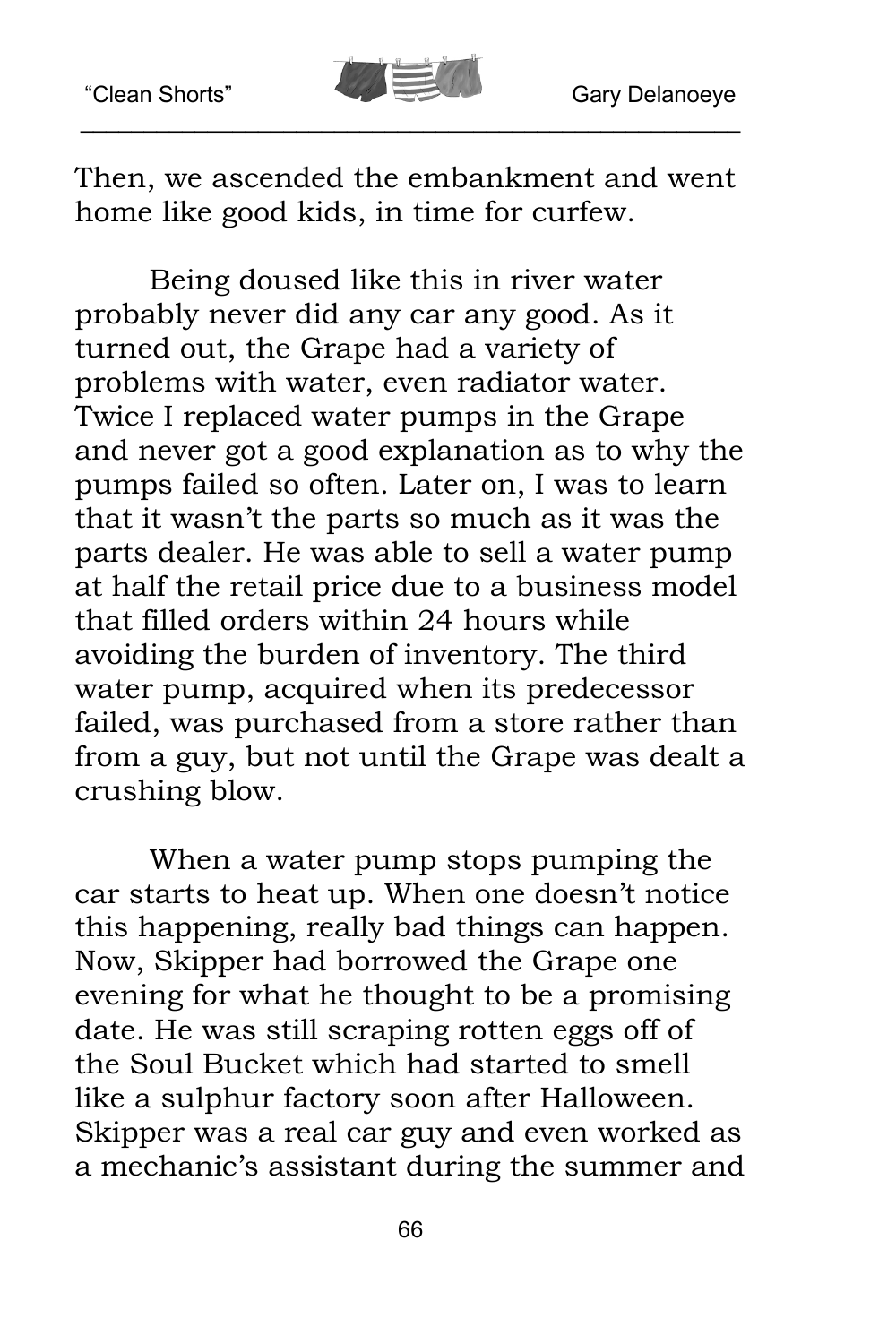Then, we ascended the embankment and went home like good kids, in time for curfew.

Being doused like this in river water probably never did any car any good. As it turned out, the Grape had a variety of problems with water, even radiator water. Twice I replaced water pumps in the Grape and never got a good explanation as to why the pumps failed so often. Later on, I was to learn that it wasn't the parts so much as it was the parts dealer. He was able to sell a water pump at half the retail price due to a business model that filled orders within 24 hours while avoiding the burden of inventory. The third water pump, acquired when its predecessor failed, was purchased from a store rather than from a guy, but not until the Grape was dealt a crushing blow.

When a water pump stops pumping the car starts to heat up. When one doesn't notice this happening, really bad things can happen. Now, Skipper had borrowed the Grape one evening for what he thought to be a promising date. He was still scraping rotten eggs off of the Soul Bucket which had started to smell like a sulphur factory soon after Halloween. Skipper was a real car guy and even worked as a mechanic's assistant during the summer and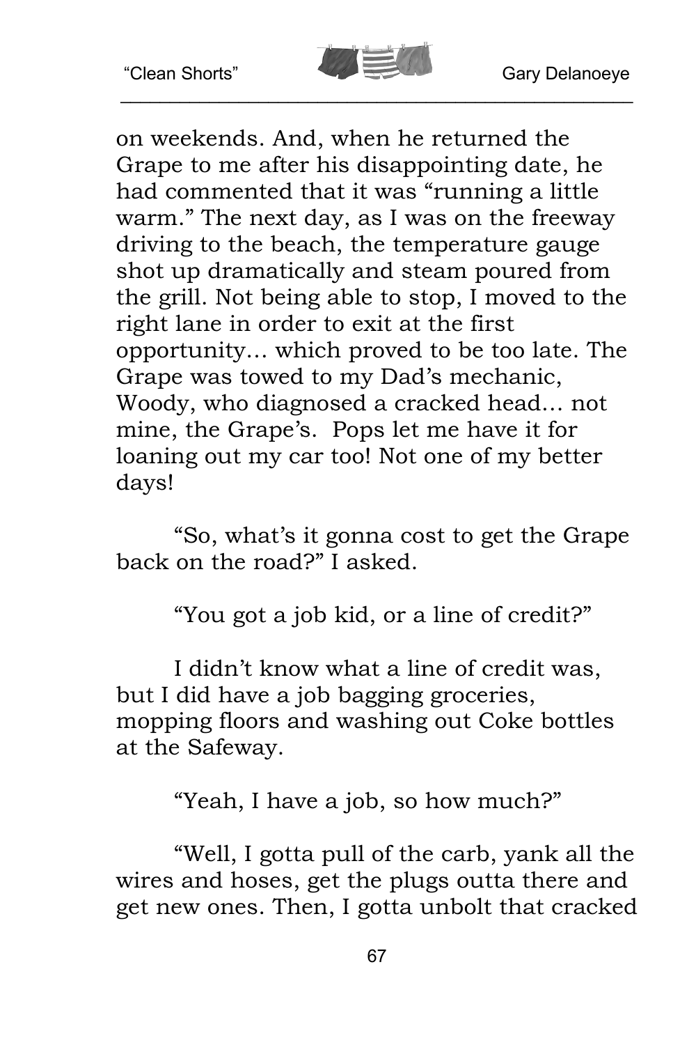on weekends. And, when he returned the Grape to me after his disappointing date, he had commented that it was "running a little warm." The next day, as I was on the freeway driving to the beach, the temperature gauge shot up dramatically and steam poured from the grill. Not being able to stop, I moved to the right lane in order to exit at the first opportunity… which proved to be too late. The Grape was towed to my Dad's mechanic, Woody, who diagnosed a cracked head… not mine, the Grape's. Pops let me have it for loaning out my car too! Not one of my better days!

"So, what's it gonna cost to get the Grape back on the road?" I asked.

"You got a job kid, or a line of credit?"

I didn't know what a line of credit was, but I did have a job bagging groceries, mopping floors and washing out Coke bottles at the Safeway.

"Yeah, I have a job, so how much?"

"Well, I gotta pull of the carb, yank all the wires and hoses, get the plugs outta there and get new ones. Then, I gotta unbolt that cracked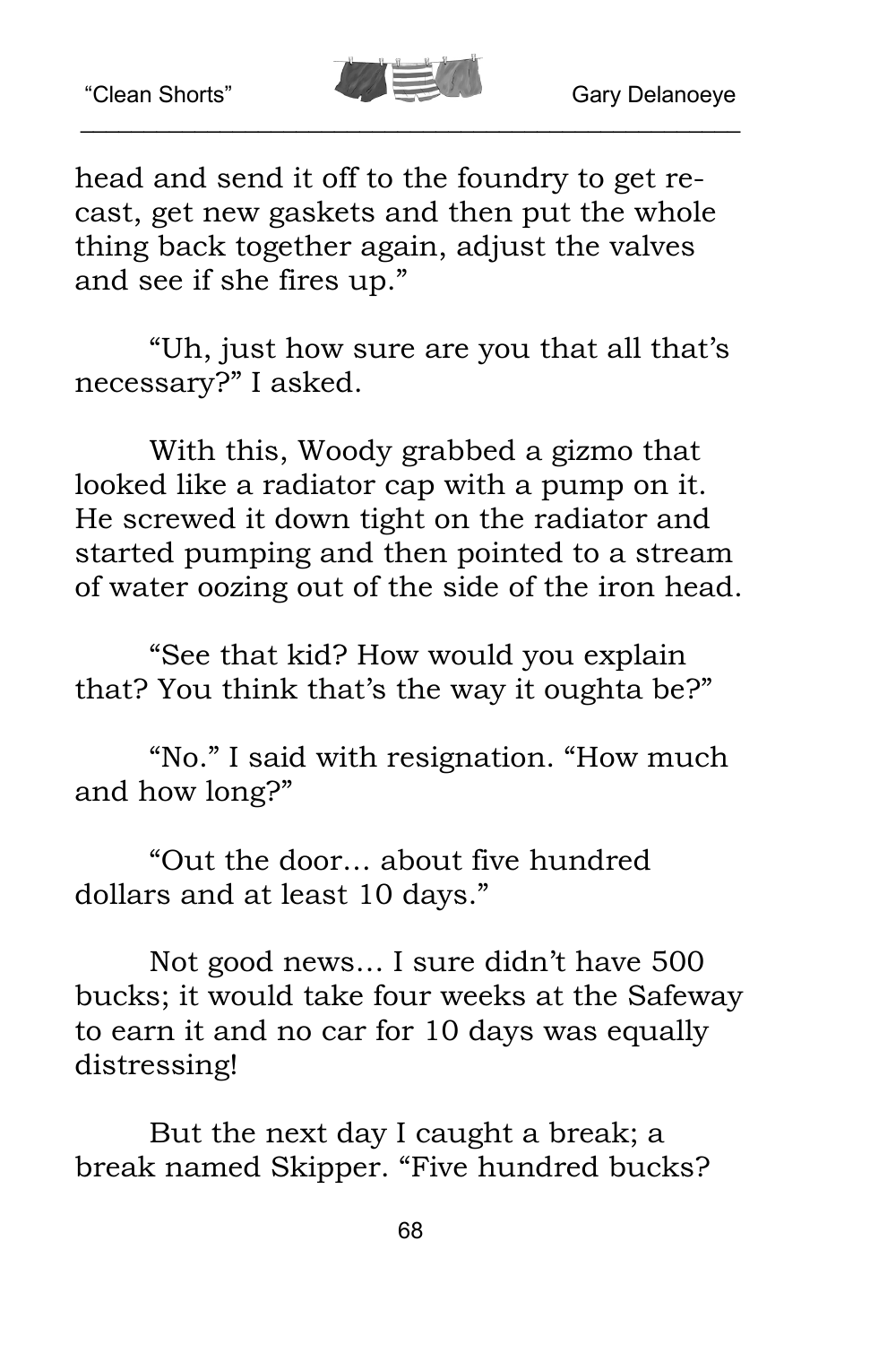head and send it off to the foundry to get re-cast, get new gaskets and then put the whole thing back together again, adjust the valves and see if she fires up."

"Uh, just how sure are you that all that's necessary?" I asked.

With this, Woody grabbed a gizmo that looked like a radiator cap with a pump on it. He screwed it down tight on the radiator and started pumping and then pointed to a stream of water oozing out of the side of the iron head.

"See that kid? How would you explain that? You think that's the way it oughta be?"

"No." I said with resignation. "How much and how long?"

"Out the door… about five hundred dollars and at least 10 days."

Not good news… I sure didn't have 500 bucks; it would take four weeks at the Safeway to earn it and no car for 10 days was equally distressing!

But the next day I caught a break; a break named Skipper. "Five hundred bucks?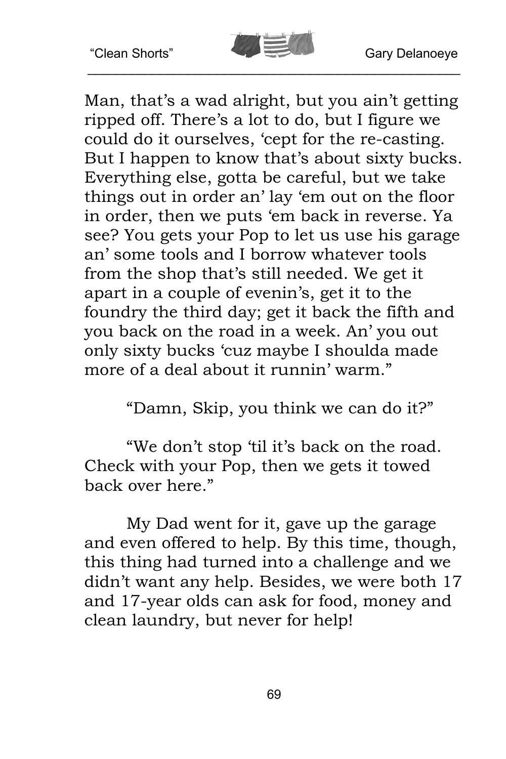Man, that's a wad alright, but you ain't getting ripped off. There's a lot to do, but I figure we could do it ourselves, 'cept for the re-casting. But I happen to know that's about sixty bucks. Everything else, gotta be careful, but we take things out in order an' lay 'em out on the floor in order, then we puts 'em back in reverse. Ya see? You gets your Pop to let us use his garage an' some tools and I borrow whatever tools from the shop that's still needed. We get it apart in a couple of evenin's, get it to the foundry the third day; get it back the fifth and you back on the road in a week. An' you out only sixty bucks 'cuz maybe I shoulda made more of a deal about it runnin' warm."

"Damn, Skip, you think we can do it?"

"We don't stop 'til it's back on the road. Check with your Pop, then we gets it towed back over here."

My Dad went for it, gave up the garage and even offered to help. By this time, though, this thing had turned into a challenge and we didn't want any help. Besides, we were both 17 and 17-year olds can ask for food, money and clean laundry, but never for help!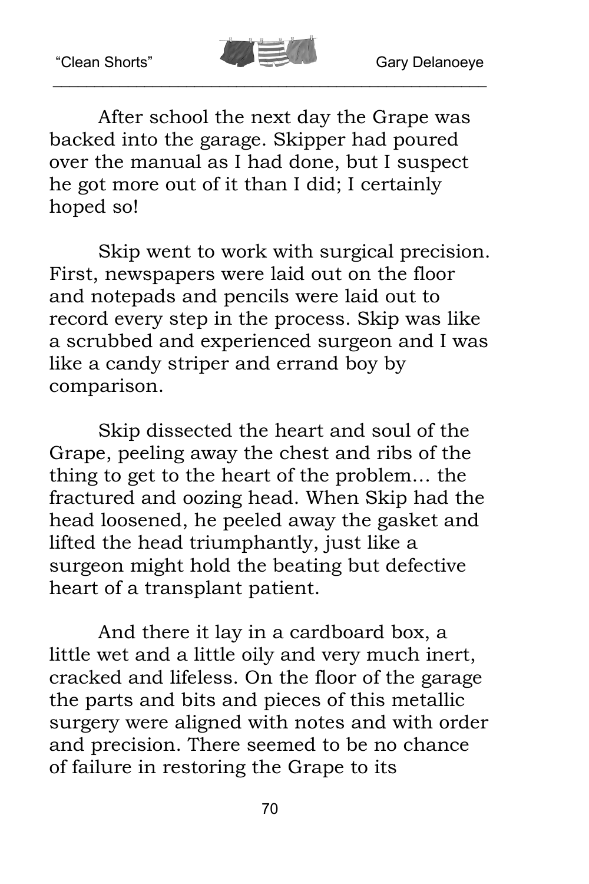After school the next day the Grape was backed into the garage. Skipper had poured over the manual as I had done, but I suspect he got more out of it than I did; I certainly hoped so!

Skip went to work with surgical precision. First, newspapers were laid out on the floor and notepads and pencils were laid out to record every step in the process. Skip was like a scrubbed and experienced surgeon and I was like a candy striper and errand boy by comparison.

Skip dissected the heart and soul of the Grape, peeling away the chest and ribs of the thing to get to the heart of the problem… the fractured and oozing head. When Skip had the head loosened, he peeled away the gasket and lifted the head triumphantly, just like a surgeon might hold the beating but defective heart of a transplant patient.

And there it lay in a cardboard box, a little wet and a little oily and very much inert, cracked and lifeless. On the floor of the garage the parts and bits and pieces of this metallic surgery were aligned with notes and with order and precision. There seemed to be no chance of failure in restoring the Grape to its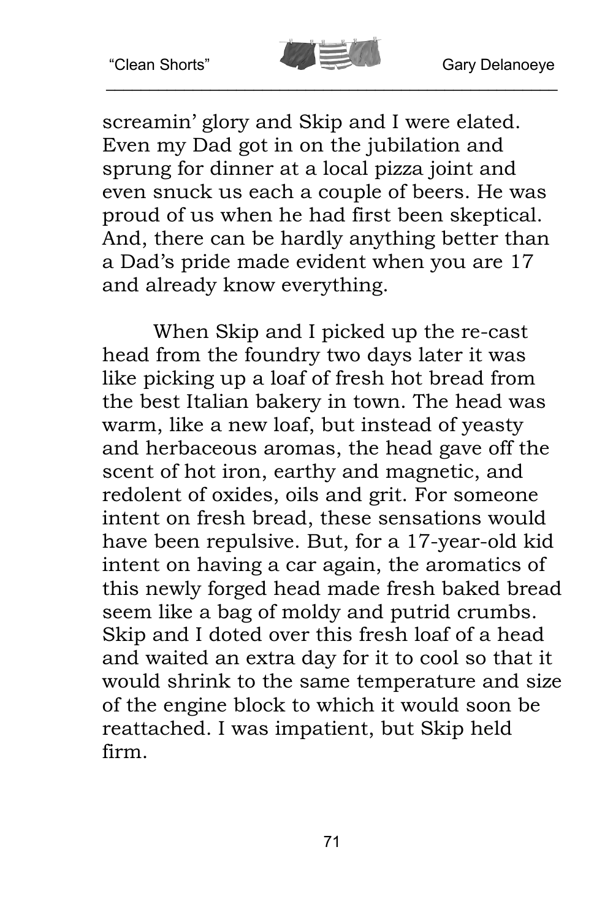screamin' glory and Skip and I were elated. Even my Dad got in on the jubilation and sprung for dinner at a local pizza joint and even snuck us each a couple of beers. He was proud of us when he had first been skeptical. And, there can be hardly anything better than a Dad's pride made evident when you are 17 and already know everything.

When Skip and I picked up the re-cast head from the foundry two days later it was like picking up a loaf of fresh hot bread from the best Italian bakery in town. The head was warm, like a new loaf, but instead of yeasty and herbaceous aromas, the head gave off the scent of hot iron, earthy and magnetic, and redolent of oxides, oils and grit. For someone intent on fresh bread, these sensations would have been repulsive. But, for a 17-year-old kid intent on having a car again, the aromatics of this newly forged head made fresh baked bread seem like a bag of moldy and putrid crumbs. Skip and I doted over this fresh loaf of a head and waited an extra day for it to cool so that it would shrink to the same temperature and size of the engine block to which it would soon be reattached. I was impatient, but Skip held firm.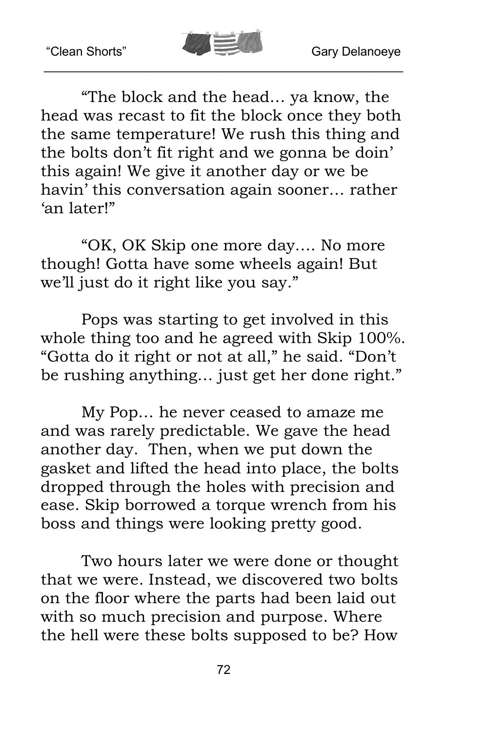"The block and the head… ya know, the head was recast to fit the block once they both the same temperature! We rush this thing and the bolts don't fit right and we gonna be doin' this again! We give it another day or we be havin' this conversation again sooner… rather 'an later!"

"OK, OK Skip one more day…. No more though! Gotta have some wheels again! But we'll just do it right like you say."

Pops was starting to get involved in this whole thing too and he agreed with Skip 100%. "Gotta do it right or not at all," he said. "Don't be rushing anything… just get her done right."

My Pop… he never ceased to amaze me and was rarely predictable. We gave the head another day. Then, when we put down the gasket and lifted the head into place, the bolts dropped through the holes with precision and ease. Skip borrowed a torque wrench from his boss and things were looking pretty good.

Two hours later we were done or thought that we were. Instead, we discovered two bolts on the floor where the parts had been laid out with so much precision and purpose. Where the hell were these bolts supposed to be? How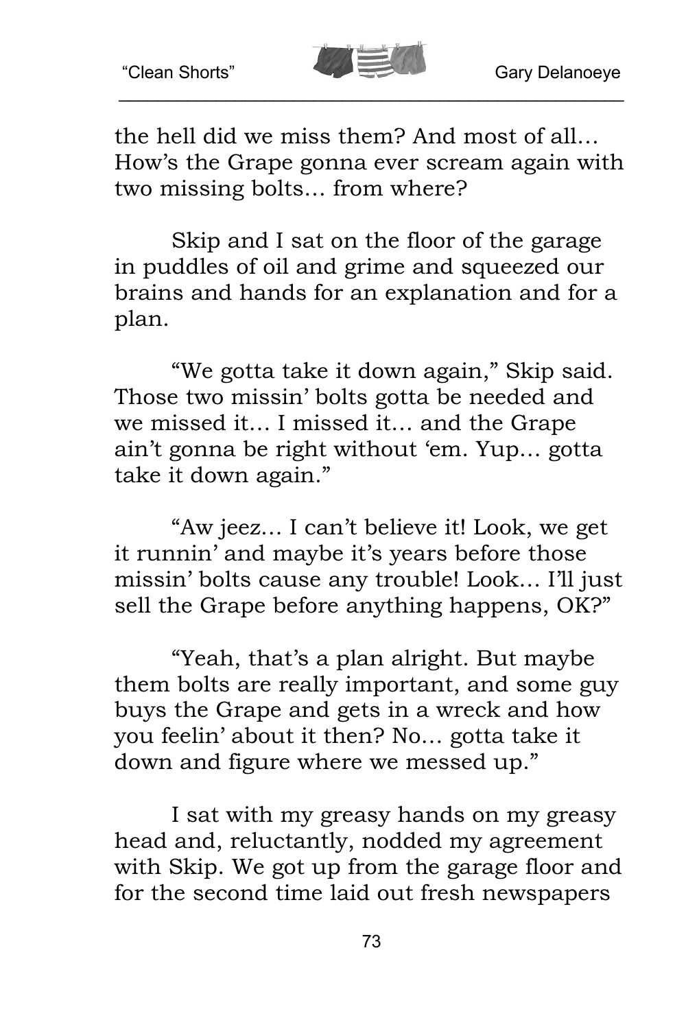the hell did we miss them? And most of all… How's the Grape gonna ever scream again with two missing bolts… from where?

Skip and I sat on the floor of the garage in puddles of oil and grime and squeezed our brains and hands for an explanation and for a plan.

"We gotta take it down again," Skip said. Those two missin' bolts gotta be needed and we missed it… I missed it… and the Grape ain't gonna be right without 'em. Yup… gotta take it down again."

"Aw jeez… I can't believe it! Look, we get it runnin' and maybe it's years before those missin' bolts cause any trouble! Look… I'll just sell the Grape before anything happens, OK?"

"Yeah, that's a plan alright. But maybe them bolts are really important, and some guy buys the Grape and gets in a wreck and how you feelin' about it then? No… gotta take it down and figure where we messed up."

I sat with my greasy hands on my greasy head and, reluctantly, nodded my agreement with Skip. We got up from the garage floor and for the second time laid out fresh newspapers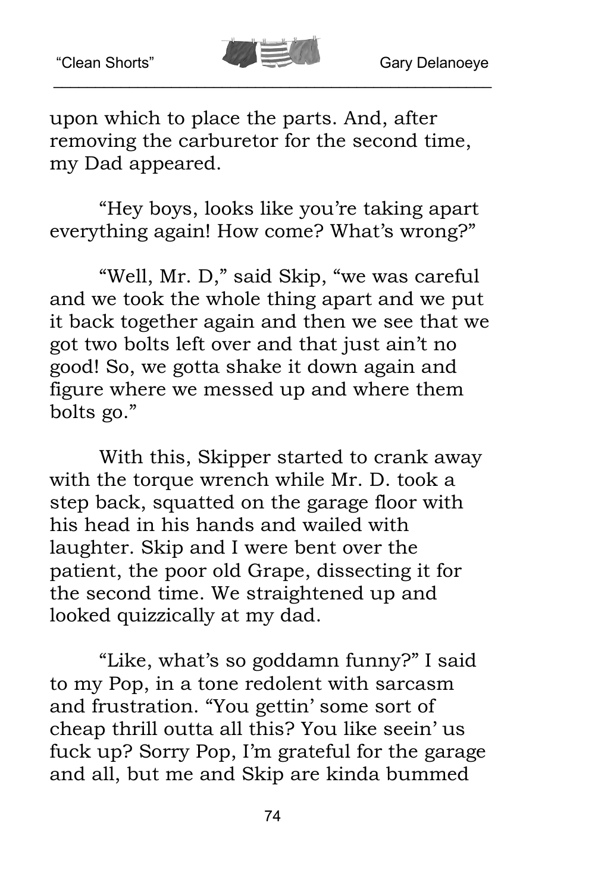upon which to place the parts. And, after removing the carburetor for the second time, my Dad appeared.

"Hey boys, looks like you're taking apart everything again! How come? What's wrong?"

"Well, Mr. D," said Skip, "we was careful and we took the whole thing apart and we put it back together again and then we see that we got two bolts left over and that just ain't no good! So, we gotta shake it down again and figure where we messed up and where them bolts go."

With this, Skipper started to crank away with the torque wrench while Mr. D. took a step back, squatted on the garage floor with his head in his hands and wailed with laughter. Skip and I were bent over the patient, the poor old Grape, dissecting it for the second time. We straightened up and looked quizzically at my dad.

"Like, what's so goddamn funny?" I said to my Pop, in a tone redolent with sarcasm and frustration. "You gettin' some sort of cheap thrill outta all this? You like seein' us fuck up? Sorry Pop, I'm grateful for the garage and all, but me and Skip are kinda bummed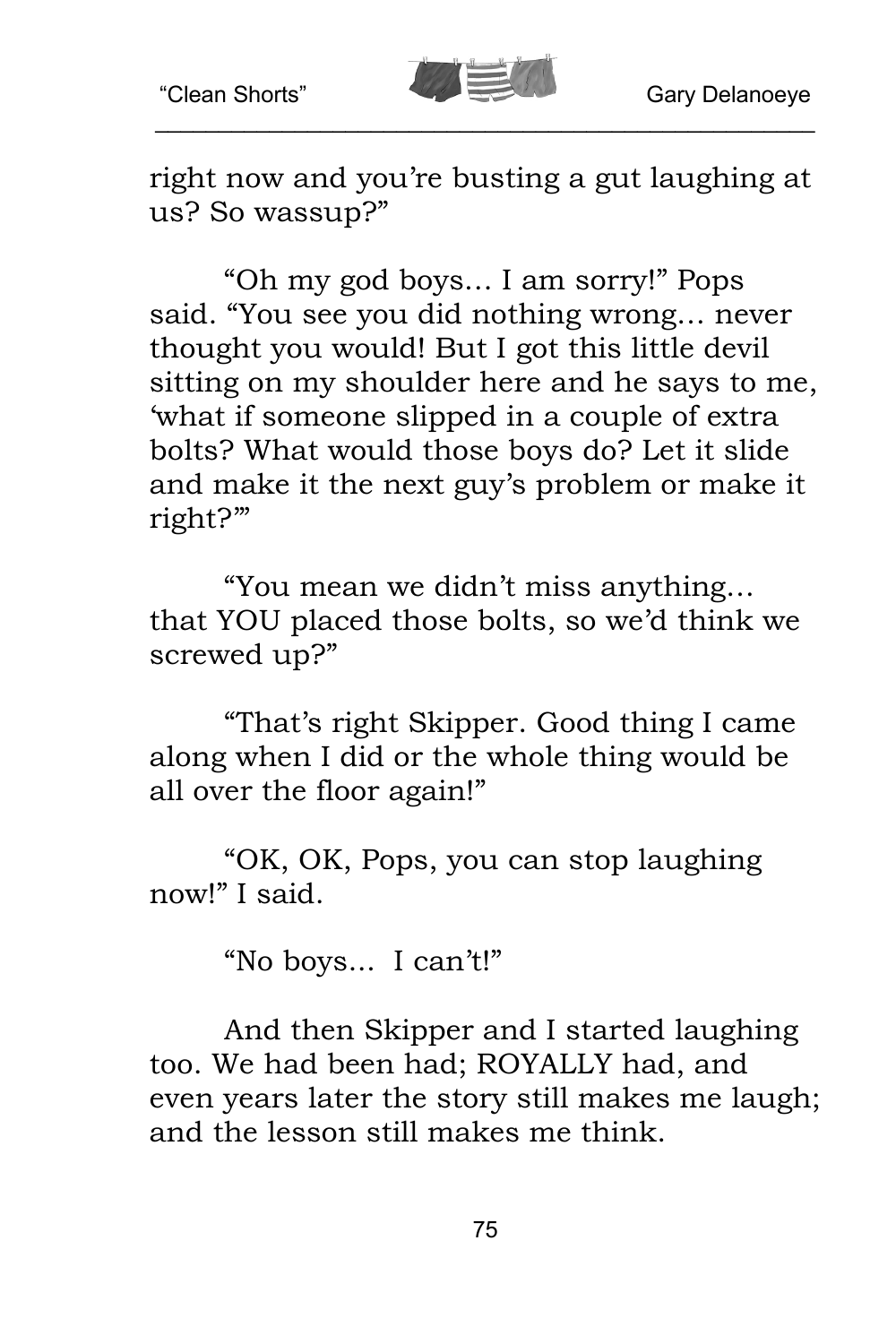right now and you're busting a gut laughing at us? So wassup?"

"Oh my god boys… I am sorry!" Pops said. "You see you did nothing wrong… never thought you would! But I got this little devil sitting on my shoulder here and he says to me, 'what if someone slipped in a couple of extra bolts? What would those boys do? Let it slide and make it the next guy's problem or make it right?'"

"You mean we didn't miss anything… that YOU placed those bolts, so we'd think we screwed up?"

"That's right Skipper. Good thing I came along when I did or the whole thing would be all over the floor again!"

"OK, OK, Pops, you can stop laughing now!" I said.

"No boys… I can't!"

And then Skipper and I started laughing too. We had been had; ROYALLY had, and even years later the story still makes me laugh; and the lesson still makes me think.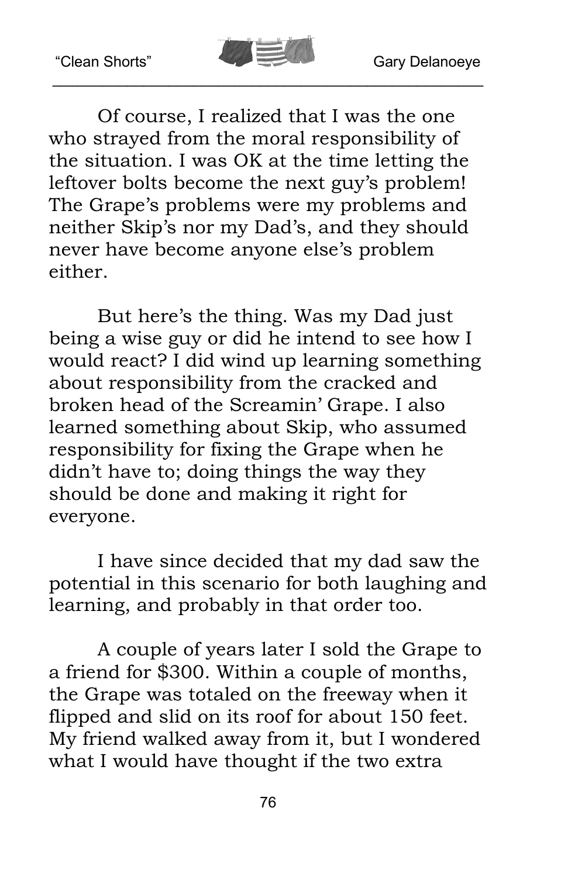Of course, I realized that I was the one who strayed from the moral responsibility of the situation. I was OK at the time letting the leftover bolts become the next guy's problem! The Grape's problems were my problems and neither Skip's nor my Dad's, and they should never have become anyone else's problem either.

But here's the thing. Was my Dad just being a wise guy or did he intend to see how I would react? I did wind up learning something about responsibility from the cracked and broken head of the Screamin' Grape. I also learned something about Skip, who assumed responsibility for fixing the Grape when he didn't have to; doing things the way they should be done and making it right for everyone.

I have since decided that my dad saw the potential in this scenario for both laughing and learning, and probably in that order too.

A couple of years later I sold the Grape to a friend for $300. Within a couple of months, the Grape was totaled on the freeway when it flipped and slid on its roof for about 150 feet. My friend walked away from it, but I wondered what I would have thought if the two extra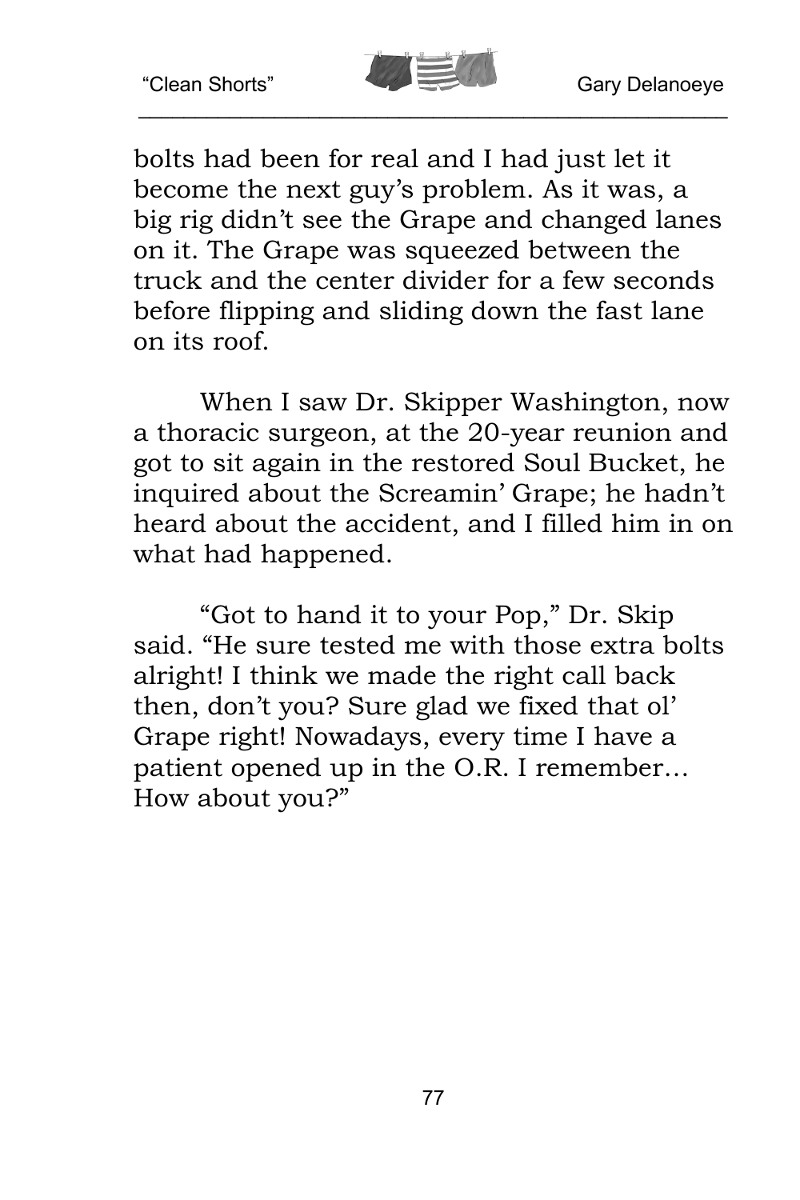bolts had been for real and I had just let it become the next guy's problem. As it was, a big rig didn't see the Grape and changed lanes on it. The Grape was squeezed between the truck and the center divider for a few seconds before flipping and sliding down the fast lane on its roof.

When I saw Dr. Skipper Washington, now a thoracic surgeon, at the 20-year reunion and got to sit again in the restored Soul Bucket, he inquired about the Screamin' Grape; he hadn't heard about the accident, and I filled him in on what had happened.

"Got to hand it to your Pop," Dr. Skip said. "He sure tested me with those extra bolts alright! I think we made the right call back then, don't you? Sure glad we fixed that ol' Grape right! Nowadays, every time I have a patient opened up in the O.R. I remember… How about you?"